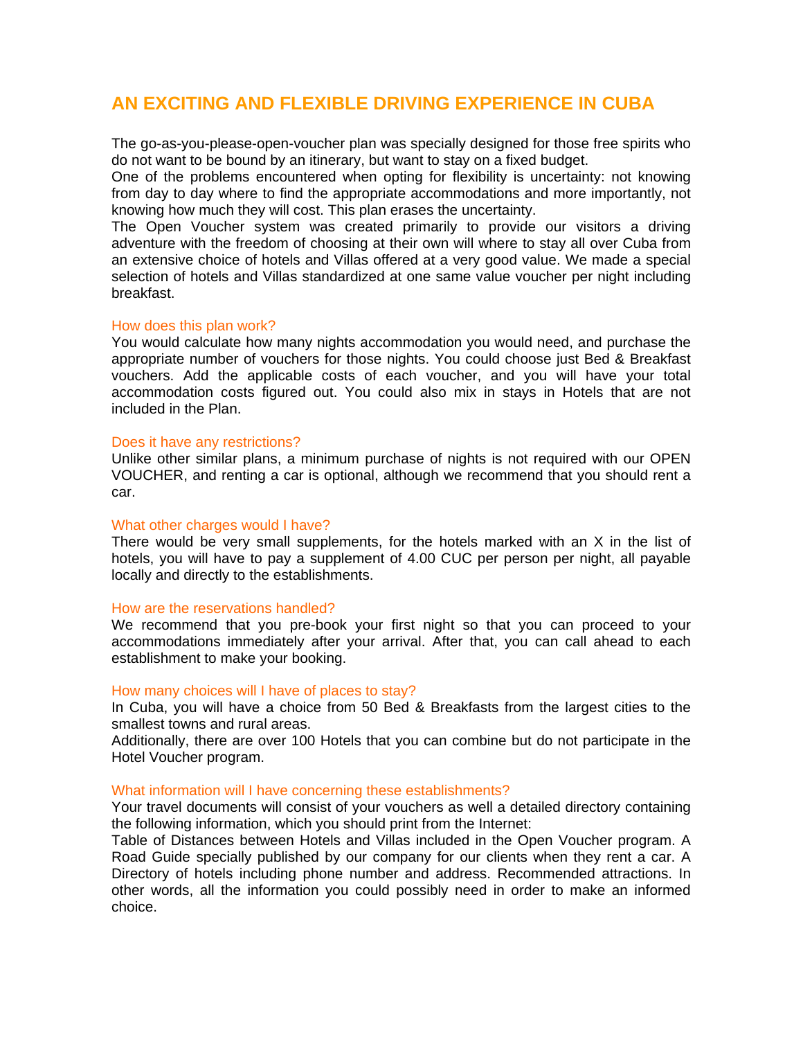# AN EXCITING AND FLEXIBLE DRIVING EXPERIENCE IN CUBA

The go-as-you-please-open-voucher plan was specially designed for those free spirits who do not want to be bound by an itinerary, but want to stay on a fixed budget.
One of the problems encountered when opting for flexibility is uncertainty: not knowing from day to day where to find the appropriate accommodations and more importantly, not knowing how much they will cost. This plan erases the uncertainty.
The Open Voucher system was created primarily to provide our visitors a driving adventure with the freedom of choosing at their own will where to stay all over Cuba from an extensive choice of hotels and Villas offered at a very good value. We made a special selection of hotels and Villas standardized at one same value voucher per night including breakfast.

## How does this plan work?

You would calculate how many nights accommodation you would need, and purchase the appropriate number of vouchers for those nights. You could choose just Bed & Breakfast vouchers. Add the applicable costs of each voucher, and you will have your total accommodation costs figured out. You could also mix in stays in Hotels that are not included in the Plan.

## Does it have any restrictions?

Unlike other similar plans, a minimum purchase of nights is not required with our OPEN VOUCHER, and renting a car is optional, although we recommend that you should rent a car.

## What other charges would I have?

There would be very small supplements, for the hotels marked with an X in the list of hotels, you will have to pay a supplement of 4.00 CUC per person per night, all payable locally and directly to the establishments.

## How are the reservations handled?

We recommend that you pre-book your first night so that you can proceed to your accommodations immediately after your arrival. After that, you can call ahead to each establishment to make your booking.

## How many choices will I have of places to stay?

In Cuba, you will have a choice from 50 Bed & Breakfasts from the largest cities to the smallest towns and rural areas.
Additionally, there are over 100 Hotels that you can combine but do not participate in the Hotel Voucher program.

## What information will I have concerning these establishments?

Your travel documents will consist of your vouchers as well a detailed directory containing the following information, which you should print from the Internet:
Table of Distances between Hotels and Villas included in the Open Voucher program. A Road Guide specially published by our company for our clients when they rent a car. A Directory of hotels including phone number and address. Recommended attractions. In other words, all the information you could possibly need in order to make an informed choice.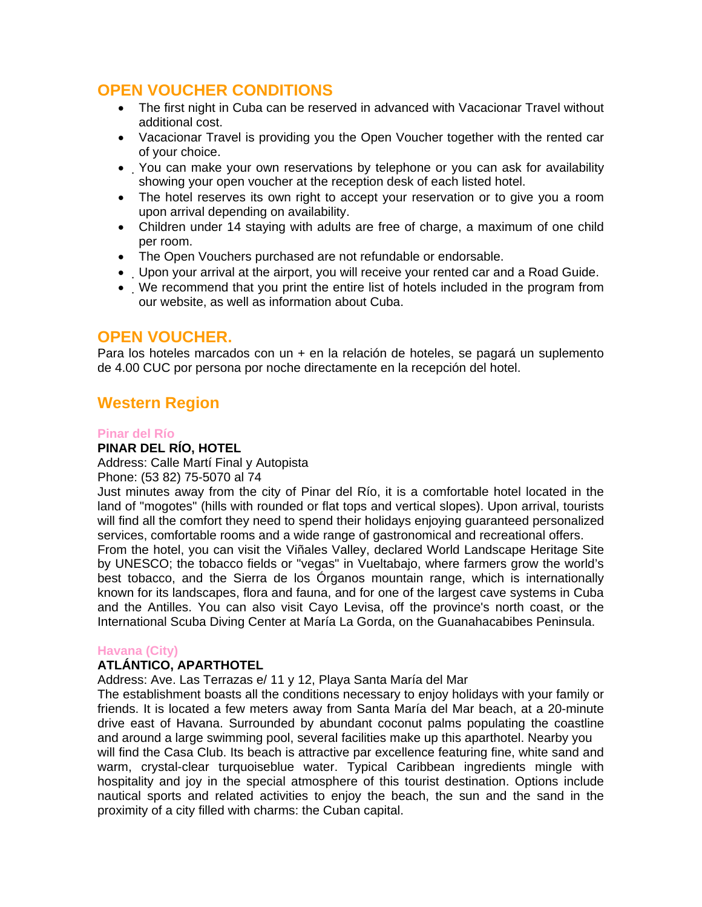## OPEN VOUCHER CONDITIONS

- The first night in Cuba can be reserved in advanced with Vacacionar Travel without additional cost.
- Vacacionar Travel is providing you the Open Voucher together with the rented car of your choice.
- You can make your own reservations by telephone or you can ask for availability showing your open voucher at the reception desk of each listed hotel.
- The hotel reserves its own right to accept your reservation or to give you a room upon arrival depending on availability.
- Children under 14 staying with adults are free of charge, a maximum of one child per room.
- The Open Vouchers purchased are not refundable or endorsable.
- Upon your arrival at the airport, you will receive your rented car and a Road Guide.
- We recommend that you print the entire list of hotels included in the program from our website, as well as information about Cuba.

## OPEN VOUCHER.

Para los hoteles marcados con un + en la relación de hoteles, se pagará un suplemento de 4.00 CUC por persona por noche directamente en la recepción del hotel.

## Western Region

### Pinar del Río

**PINAR DEL RÍO, HOTEL**
Address: Calle Martí Final y Autopista
Phone: (53 82) 75-5070 al 74
Just minutes away from the city of Pinar del Río, it is a comfortable hotel located in the land of "mogotes" (hills with rounded or flat tops and vertical slopes). Upon arrival, tourists will find all the comfort they need to spend their holidays enjoying guaranteed personalized services, comfortable rooms and a wide range of gastronomical and recreational offers.
From the hotel, you can visit the Viñales Valley, declared World Landscape Heritage Site by UNESCO; the tobacco fields or "vegas" in Vueltabajo, where farmers grow the world's best tobacco, and the Sierra de los Órganos mountain range, which is internationally known for its landscapes, flora and fauna, and for one of the largest cave systems in Cuba and the Antilles. You can also visit Cayo Levisa, off the province's north coast, or the International Scuba Diving Center at María La Gorda, on the Guanahacabibes Peninsula.

### Havana (City)

**ATLÁNTICO, APARTHOTEL**
Address: Ave. Las Terrazas e/ 11 y 12, Playa Santa María del Mar
The establishment boasts all the conditions necessary to enjoy holidays with your family or friends. It is located a few meters away from Santa María del Mar beach, at a 20-minute drive east of Havana. Surrounded by abundant coconut palms populating the coastline and around a large swimming pool, several facilities make up this aparthotel. Nearby you will find the Casa Club. Its beach is attractive par excellence featuring fine, white sand and warm, crystal-clear turquoiseblue water. Typical Caribbean ingredients mingle with hospitality and joy in the special atmosphere of this tourist destination. Options include nautical sports and related activities to enjoy the beach, the sun and the sand in the proximity of a city filled with charms: the Cuban capital.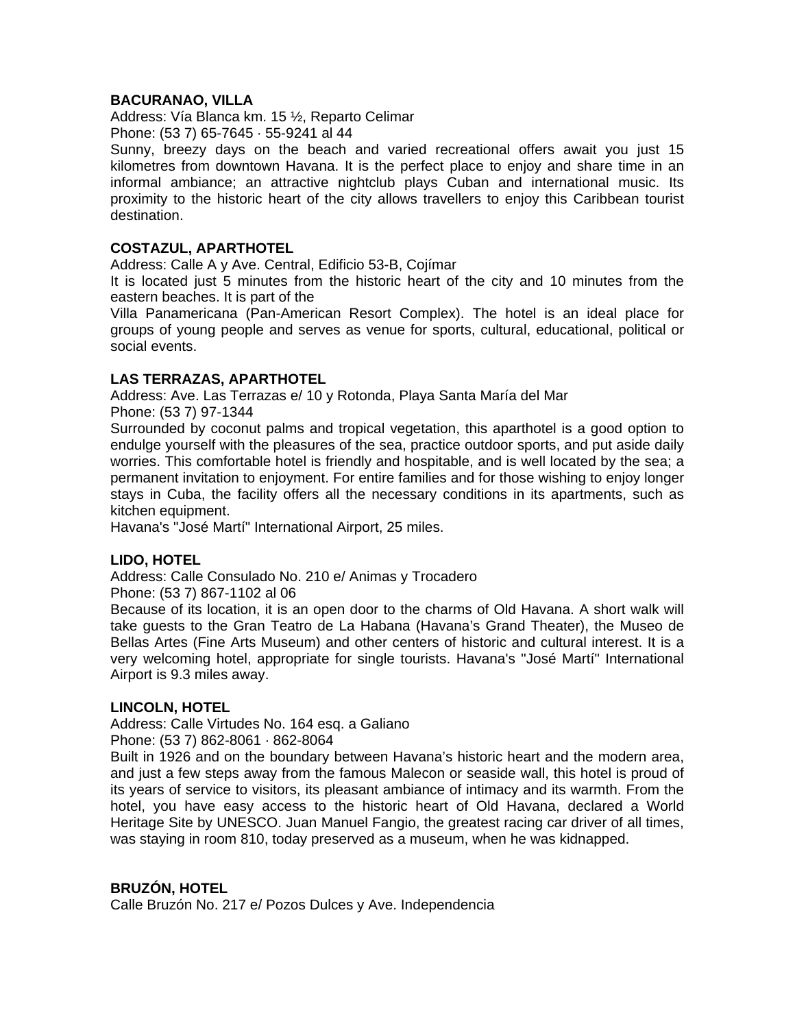**BACURANAO, VILLA**
Address: Vía Blanca km. 15 ½, Reparto Celimar
Phone: (53 7) 65-7645 · 55-9241 al 44
Sunny, breezy days on the beach and varied recreational offers await you just 15 kilometres from downtown Havana. It is the perfect place to enjoy and share time in an informal ambiance; an attractive nightclub plays Cuban and international music. Its proximity to the historic heart of the city allows travellers to enjoy this Caribbean tourist destination.

**COSTAZUL, APARTHOTEL**
Address: Calle A y Ave. Central, Edificio 53-B, Cojímar
It is located just 5 minutes from the historic heart of the city and 10 minutes from the eastern beaches. It is part of the
Villa Panamericana (Pan-American Resort Complex). The hotel is an ideal place for groups of young people and serves as venue for sports, cultural, educational, political or social events.

**LAS TERRAZAS, APARTHOTEL**
Address: Ave. Las Terrazas e/ 10 y Rotonda, Playa Santa María del Mar
Phone: (53 7) 97-1344
Surrounded by coconut palms and tropical vegetation, this aparthotel is a good option to endulge yourself with the pleasures of the sea, practice outdoor sports, and put aside daily worries. This comfortable hotel is friendly and hospitable, and is well located by the sea; a permanent invitation to enjoyment. For entire families and for those wishing to enjoy longer stays in Cuba, the facility offers all the necessary conditions in its apartments, such as kitchen equipment.
Havana's "José Martí" International Airport, 25 miles.

**LIDO, HOTEL**
Address: Calle Consulado No. 210 e/ Animas y Trocadero
Phone: (53 7) 867-1102 al 06
Because of its location, it is an open door to the charms of Old Havana. A short walk will take guests to the Gran Teatro de La Habana (Havana's Grand Theater), the Museo de Bellas Artes (Fine Arts Museum) and other centers of historic and cultural interest. It is a very welcoming hotel, appropriate for single tourists. Havana's "José Martí" International Airport is 9.3 miles away.

**LINCOLN, HOTEL**
Address: Calle Virtudes No. 164 esq. a Galiano
Phone: (53 7) 862-8061 · 862-8064
Built in 1926 and on the boundary between Havana's historic heart and the modern area, and just a few steps away from the famous Malecon or seaside wall, this hotel is proud of its years of service to visitors, its pleasant ambiance of intimacy and its warmth. From the hotel, you have easy access to the historic heart of Old Havana, declared a World Heritage Site by UNESCO. Juan Manuel Fangio, the greatest racing car driver of all times, was staying in room 810, today preserved as a museum, when he was kidnapped.

**BRUZÓN, HOTEL**
Calle Bruzón No. 217 e/ Pozos Dulces y Ave. Independencia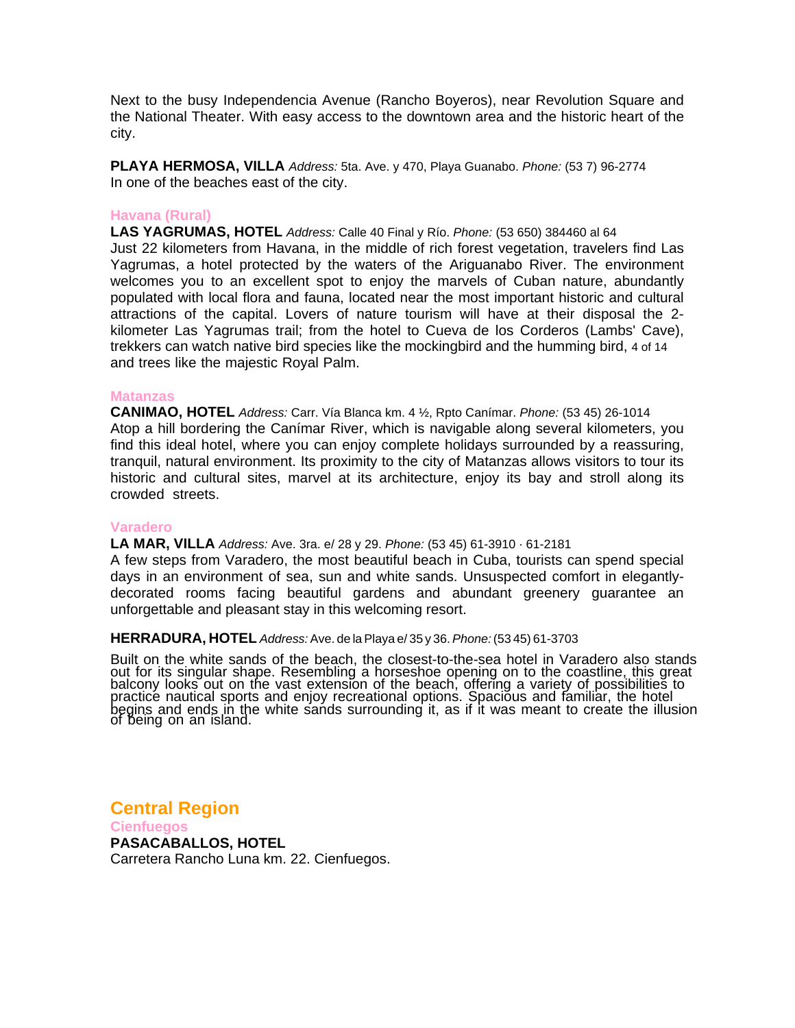Next to the busy Independencia Avenue (Rancho Boyeros), near Revolution Square and the National Theater. With easy access to the downtown area and the historic heart of the city.

**PLAYA HERMOSA, VILLA** *Address:* 5ta. Ave. y 470, Playa Guanabo. *Phone:* (53 7) 96-2774
In one of the beaches east of the city.

### Havana (Rural)

**LAS YAGRUMAS, HOTEL** *Address:* Calle 40 Final y Río. *Phone:* (53 650) 384460 al 64
Just 22 kilometers from Havana, in the middle of rich forest vegetation, travelers find Las Yagrumas, a hotel protected by the waters of the Ariguanabo River. The environment welcomes you to an excellent spot to enjoy the marvels of Cuban nature, abundantly populated with local flora and fauna, located near the most important historic and cultural attractions of the capital. Lovers of nature tourism will have at their disposal the 2-kilometer Las Yagrumas trail; from the hotel to Cueva de los Corderos (Lambs' Cave), trekkers can watch native bird species like the mockingbird and the humming bird, and trees like the majestic Royal Palm.

### Matanzas

**CANIMAO, HOTEL** *Address:* Carr. Vía Blanca km. 4 ½, Rpto Canímar. *Phone:* (53 45) 26-1014
Atop a hill bordering the Canímar River, which is navigable along several kilometers, you find this ideal hotel, where you can enjoy complete holidays surrounded by a reassuring, tranquil, natural environment. Its proximity to the city of Matanzas allows visitors to tour its historic and cultural sites, marvel at its architecture, enjoy its bay and stroll along its crowded streets.

### Varadero

**LA MAR, VILLA** *Address:* Ave. 3ra. e/ 28 y 29. *Phone:* (53 45) 61-3910 · 61-2181
A few steps from Varadero, the most beautiful beach in Cuba, tourists can spend special days in an environment of sea, sun and white sands. Unsuspected comfort in elegantly-decorated rooms facing beautiful gardens and abundant greenery guarantee an unforgettable and pleasant stay in this welcoming resort.

**HERRADURA, HOTEL** *Address:* Ave. de la Playa e/ 35 y 36. *Phone:* (53 45) 61-3703

Built on the white sands of the beach, the closest-to-the-sea hotel in Varadero also stands out for its singular shape. Resembling a horseshoe opening on to the coastline, this great balcony looks out on the vast extension of the beach, offering a variety of possibilities to practice nautical sports and enjoy recreational options. Spacious and familiar, the hotel begins and ends in the white sands surrounding it, as if it was meant to create the illusion of being on an island.

## Central Region

### Cienfuegos

**PASACABALLOS, HOTEL**
Carretera Rancho Luna km. 22. Cienfuegos.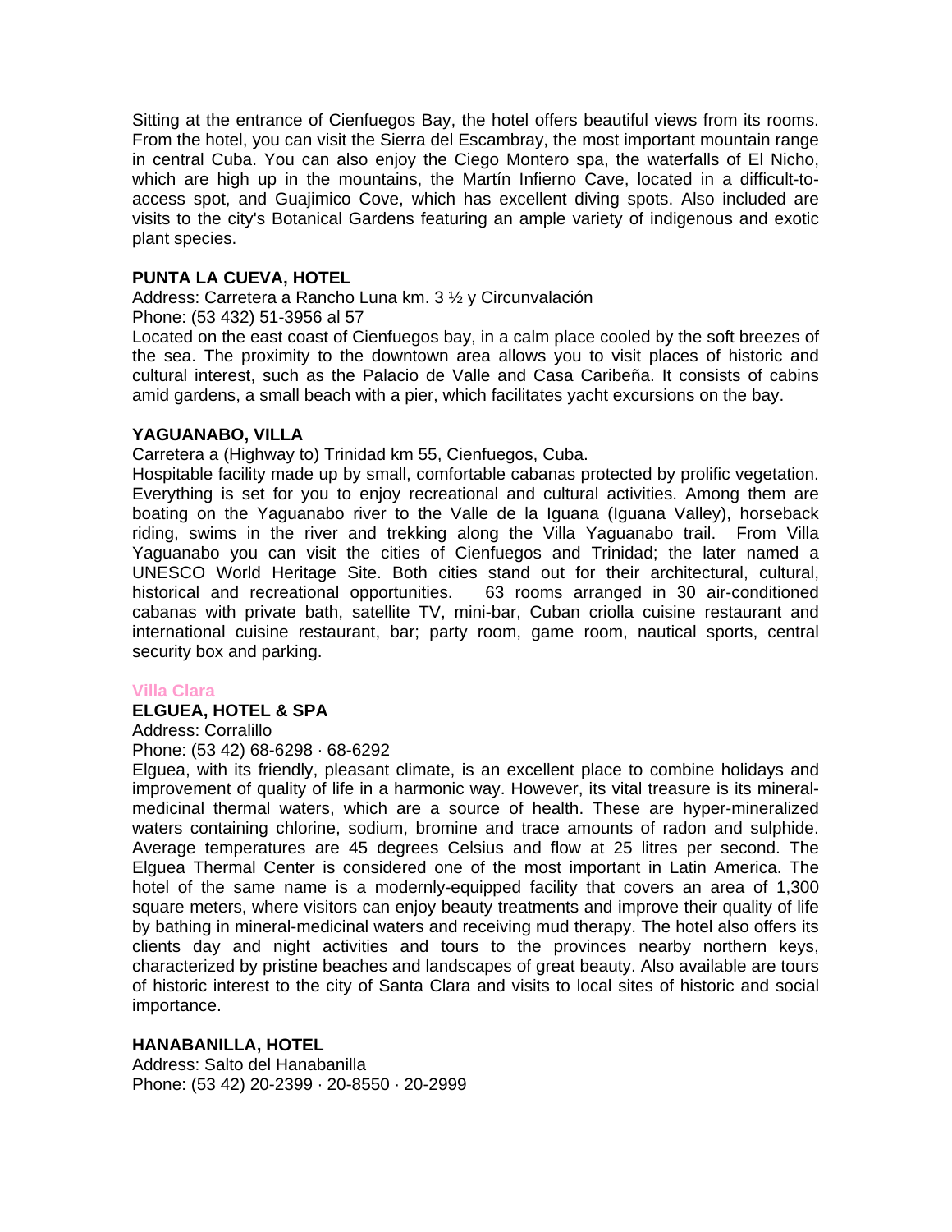Sitting at the entrance of Cienfuegos Bay, the hotel offers beautiful views from its rooms. From the hotel, you can visit the Sierra del Escambray, the most important mountain range in central Cuba. You can also enjoy the Ciego Montero spa, the waterfalls of El Nicho, which are high up in the mountains, the Martín Infierno Cave, located in a difficult-to-access spot, and Guajimico Cove, which has excellent diving spots. Also included are visits to the city's Botanical Gardens featuring an ample variety of indigenous and exotic plant species.

**PUNTA LA CUEVA, HOTEL**

Address: Carretera a Rancho Luna km. 3 ½ y Circunvalación

Phone: (53 432) 51-3956 al 57

Located on the east coast of Cienfuegos bay, in a calm place cooled by the soft breezes of the sea. The proximity to the downtown area allows you to visit places of historic and cultural interest, such as the Palacio de Valle and Casa Caribeña. It consists of cabins amid gardens, a small beach with a pier, which facilitates yacht excursions on the bay.

**YAGUANABO, VILLA**

Carretera a (Highway to) Trinidad km 55, Cienfuegos, Cuba.

Hospitable facility made up by small, comfortable cabanas protected by prolific vegetation. Everything is set for you to enjoy recreational and cultural activities. Among them are boating on the Yaguanabo river to the Valle de la Iguana (Iguana Valley), horseback riding, swims in the river and trekking along the Villa Yaguanabo trail. From Villa Yaguanabo you can visit the cities of Cienfuegos and Trinidad; the later named a UNESCO World Heritage Site. Both cities stand out for their architectural, cultural, historical and recreational opportunities. 63 rooms arranged in 30 air-conditioned cabanas with private bath, satellite TV, mini-bar, Cuban criolla cuisine restaurant and international cuisine restaurant, bar; party room, game room, nautical sports, central security box and parking.

## Villa Clara

**ELGUEA, HOTEL & SPA**

Address: Corralillo

Phone: (53 42) 68-6298 · 68-6292

Elguea, with its friendly, pleasant climate, is an excellent place to combine holidays and improvement of quality of life in a harmonic way. However, its vital treasure is its mineral-medicinal thermal waters, which are a source of health. These are hyper-mineralized waters containing chlorine, sodium, bromine and trace amounts of radon and sulphide. Average temperatures are 45 degrees Celsius and flow at 25 litres per second. The Elguea Thermal Center is considered one of the most important in Latin America. The hotel of the same name is a modernly-equipped facility that covers an area of 1,300 square meters, where visitors can enjoy beauty treatments and improve their quality of life by bathing in mineral-medicinal waters and receiving mud therapy. The hotel also offers its clients day and night activities and tours to the provinces nearby northern keys, characterized by pristine beaches and landscapes of great beauty. Also available are tours of historic interest to the city of Santa Clara and visits to local sites of historic and social importance.

**HANABANILLA, HOTEL**

Address: Salto del Hanabanilla

Phone: (53 42) 20-2399 · 20-8550 · 20-2999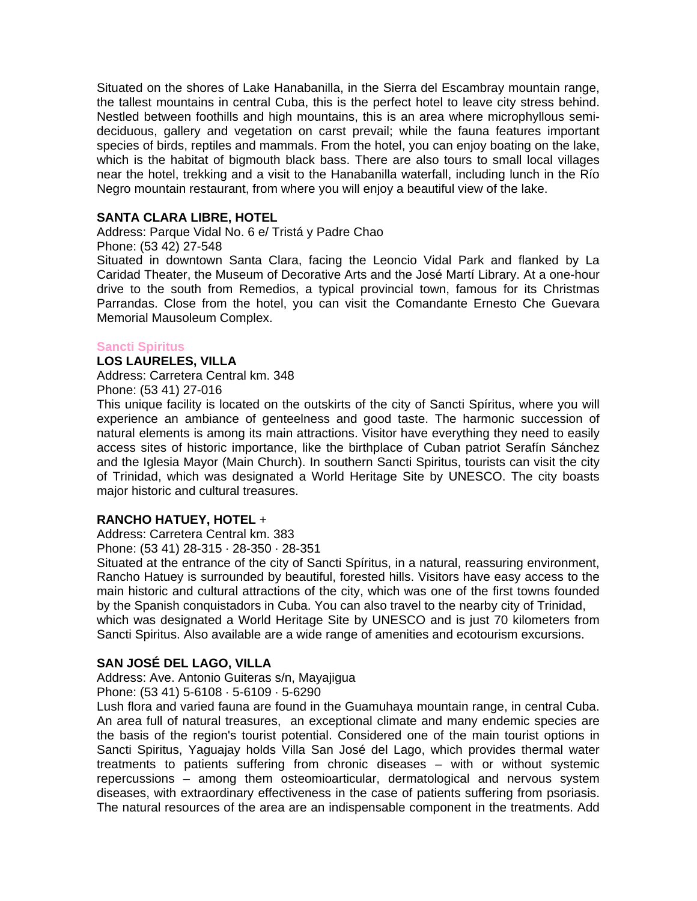Situated on the shores of Lake Hanabanilla, in the Sierra del Escambray mountain range, the tallest mountains in central Cuba, this is the perfect hotel to leave city stress behind. Nestled between foothills and high mountains, this is an area where microphyllous semi-deciduous, gallery and vegetation on carst prevail; while the fauna features important species of birds, reptiles and mammals. From the hotel, you can enjoy boating on the lake, which is the habitat of bigmouth black bass. There are also tours to small local villages near the hotel, trekking and a visit to the Hanabanilla waterfall, including lunch in the Río Negro mountain restaurant, from where you will enjoy a beautiful view of the lake.

**SANTA CLARA LIBRE, HOTEL**
Address: Parque Vidal No. 6 e/ Tristá y Padre Chao
Phone: (53 42) 27-548
Situated in downtown Santa Clara, facing the Leoncio Vidal Park and flanked by La Caridad Theater, the Museum of Decorative Arts and the José Martí Library. At a one-hour drive to the south from Remedios, a typical provincial town, famous for its Christmas Parrandas. Close from the hotel, you can visit the Comandante Ernesto Che Guevara Memorial Mausoleum Complex.

## Sancti Spiritus

**LOS LAURELES, VILLA**
Address: Carretera Central km. 348
Phone: (53 41) 27-016
This unique facility is located on the outskirts of the city of Sancti Spíritus, where you will experience an ambiance of genteelness and good taste. The harmonic succession of natural elements is among its main attractions. Visitor have everything they need to easily access sites of historic importance, like the birthplace of Cuban patriot Serafín Sánchez and the Iglesia Mayor (Main Church). In southern Sancti Spiritus, tourists can visit the city of Trinidad, which was designated a World Heritage Site by UNESCO. The city boasts major historic and cultural treasures.

**RANCHO HATUEY, HOTEL** +
Address: Carretera Central km. 383
Phone: (53 41) 28-315 · 28-350 · 28-351
Situated at the entrance of the city of Sancti Spíritus, in a natural, reassuring environment, Rancho Hatuey is surrounded by beautiful, forested hills. Visitors have easy access to the main historic and cultural attractions of the city, which was one of the first towns founded by the Spanish conquistadors in Cuba. You can also travel to the nearby city of Trinidad, which was designated a World Heritage Site by UNESCO and is just 70 kilometers from Sancti Spiritus. Also available are a wide range of amenities and ecotourism excursions.

**SAN JOSÉ DEL LAGO, VILLA**
Address: Ave. Antonio Guiteras s/n, Mayajigua
Phone: (53 41) 5-6108 · 5-6109 · 5-6290
Lush flora and varied fauna are found in the Guamuhaya mountain range, in central Cuba. An area full of natural treasures, an exceptional climate and many endemic species are the basis of the region's tourist potential. Considered one of the main tourist options in Sancti Spiritus, Yaguajay holds Villa San José del Lago, which provides thermal water treatments to patients suffering from chronic diseases – with or without systemic repercussions – among them osteomioarticular, dermatological and nervous system diseases, with extraordinary effectiveness in the case of patients suffering from psoriasis. The natural resources of the area are an indispensable component in the treatments. Add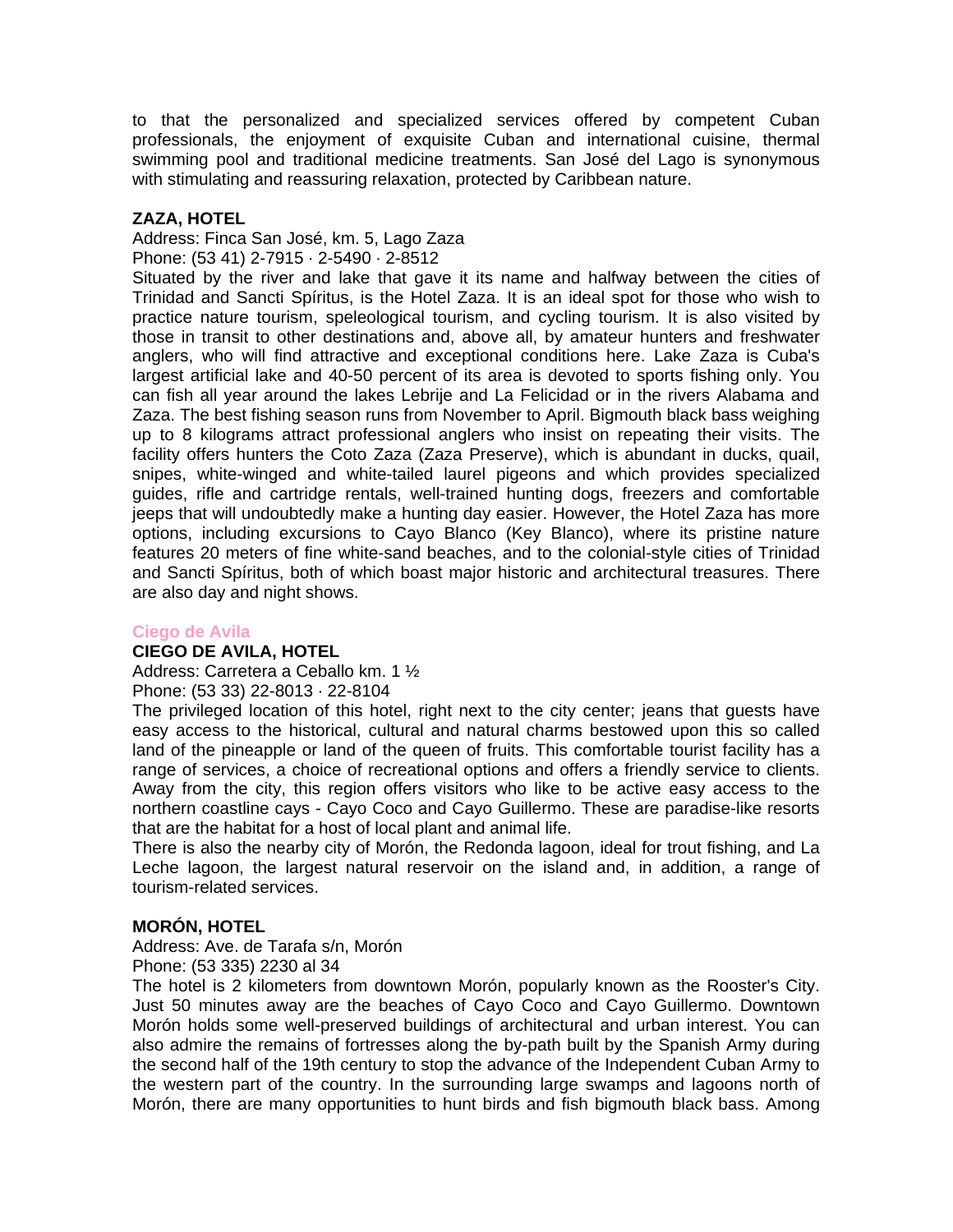to that the personalized and specialized services offered by competent Cuban professionals, the enjoyment of exquisite Cuban and international cuisine, thermal swimming pool and traditional medicine treatments. San José del Lago is synonymous with stimulating and reassuring relaxation, protected by Caribbean nature.

**ZAZA, HOTEL**

Address: Finca San José, km. 5, Lago Zaza
Phone: (53 41) 2-7915 · 2-5490 · 2-8512
Situated by the river and lake that gave it its name and halfway between the cities of Trinidad and Sancti Spíritus, is the Hotel Zaza. It is an ideal spot for those who wish to practice nature tourism, speleological tourism, and cycling tourism. It is also visited by those in transit to other destinations and, above all, by amateur hunters and freshwater anglers, who will find attractive and exceptional conditions here. Lake Zaza is Cuba's largest artificial lake and 40-50 percent of its area is devoted to sports fishing only. You can fish all year around the lakes Lebrije and La Felicidad or in the rivers Alabama and Zaza. The best fishing season runs from November to April. Bigmouth black bass weighing up to 8 kilograms attract professional anglers who insist on repeating their visits. The facility offers hunters the Coto Zaza (Zaza Preserve), which is abundant in ducks, quail, snipes, white-winged and white-tailed laurel pigeons and which provides specialized guides, rifle and cartridge rentals, well-trained hunting dogs, freezers and comfortable jeeps that will undoubtedly make a hunting day easier. However, the Hotel Zaza has more options, including excursions to Cayo Blanco (Key Blanco), where its pristine nature features 20 meters of fine white-sand beaches, and to the colonial-style cities of Trinidad and Sancti Spíritus, both of which boast major historic and architectural treasures. There are also day and night shows.

## Ciego de Avila

**CIEGO DE AVILA, HOTEL**

Address: Carretera a Ceballo km. 1 ½
Phone: (53 33) 22-8013 · 22-8104
The privileged location of this hotel, right next to the city center; jeans that guests have easy access to the historical, cultural and natural charms bestowed upon this so called land of the pineapple or land of the queen of fruits. This comfortable tourist facility has a range of services, a choice of recreational options and offers a friendly service to clients. Away from the city, this region offers visitors who like to be active easy access to the northern coastline cays - Cayo Coco and Cayo Guillermo. These are paradise-like resorts that are the habitat for a host of local plant and animal life.
There is also the nearby city of Morón, the Redonda lagoon, ideal for trout fishing, and La Leche lagoon, the largest natural reservoir on the island and, in addition, a range of tourism-related services.

**MORÓN, HOTEL**

Address: Ave. de Tarafa s/n, Morón
Phone: (53 335) 2230 al 34
The hotel is 2 kilometers from downtown Morón, popularly known as the Rooster's City. Just 50 minutes away are the beaches of Cayo Coco and Cayo Guillermo. Downtown Morón holds some well-preserved buildings of architectural and urban interest. You can also admire the remains of fortresses along the by-path built by the Spanish Army during the second half of the 19th century to stop the advance of the Independent Cuban Army to the western part of the country. In the surrounding large swamps and lagoons north of Morón, there are many opportunities to hunt birds and fish bigmouth black bass. Among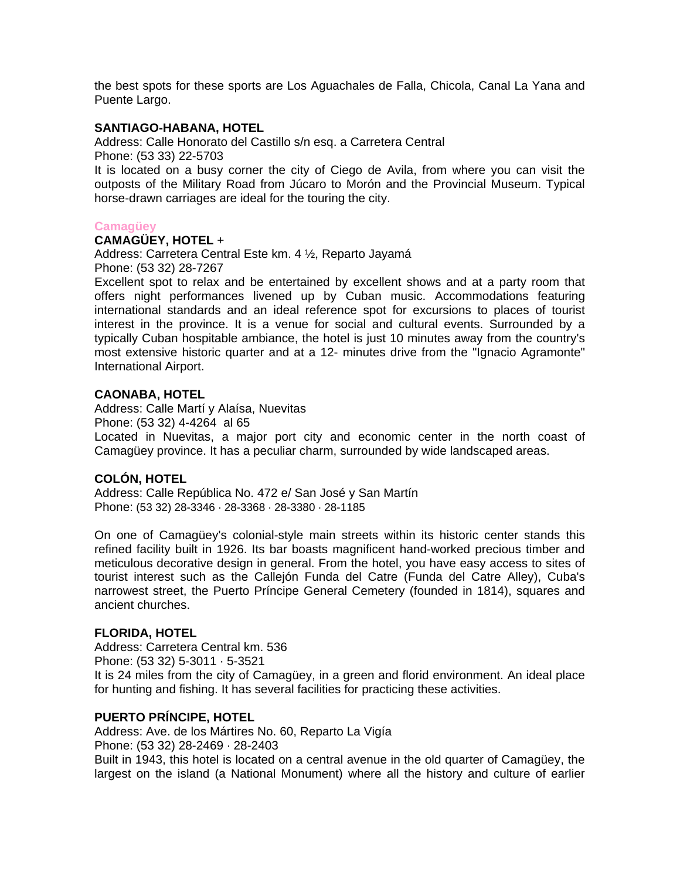the best spots for these sports are Los Aguachales de Falla, Chicola, Canal La Yana and Puente Largo.

**SANTIAGO-HABANA, HOTEL**
Address: Calle Honorato del Castillo s/n esq. a Carretera Central
Phone: (53 33) 22-5703
It is located on a busy corner the city of Ciego de Avila, from where you can visit the outposts of the Military Road from Júcaro to Morón and the Provincial Museum. Typical horse-drawn carriages are ideal for the touring the city.

## Camagüey

**CAMAGÜEY, HOTEL** +
Address: Carretera Central Este km. 4 ½, Reparto Jayamá
Phone: (53 32) 28-7267
Excellent spot to relax and be entertained by excellent shows and at a party room that offers night performances livened up by Cuban music. Accommodations featuring international standards and an ideal reference spot for excursions to places of tourist interest in the province. It is a venue for social and cultural events. Surrounded by a typically Cuban hospitable ambiance, the hotel is just 10 minutes away from the country's most extensive historic quarter and at a 12- minutes drive from the "Ignacio Agramonte" International Airport.

**CAONABA, HOTEL**
Address: Calle Martí y Alaísa, Nuevitas
Phone: (53 32) 4-4264 al 65
Located in Nuevitas, a major port city and economic center in the north coast of Camagüey province. It has a peculiar charm, surrounded by wide landscaped areas.

**COLÓN, HOTEL**
Address: Calle República No. 472 e/ San José y San Martín
Phone: (53 32) 28-3346 · 28-3368 · 28-3380 · 28-1185

On one of Camagüey's colonial-style main streets within its historic center stands this refined facility built in 1926. Its bar boasts magnificent hand-worked precious timber and meticulous decorative design in general. From the hotel, you have easy access to sites of tourist interest such as the Callejón Funda del Catre (Funda del Catre Alley), Cuba's narrowest street, the Puerto Príncipe General Cemetery (founded in 1814), squares and ancient churches.

**FLORIDA, HOTEL**
Address: Carretera Central km. 536
Phone: (53 32) 5-3011 · 5-3521
It is 24 miles from the city of Camagüey, in a green and florid environment. An ideal place for hunting and fishing. It has several facilities for practicing these activities.

**PUERTO PRÍNCIPE, HOTEL**
Address: Ave. de los Mártires No. 60, Reparto La Vigía
Phone: (53 32) 28-2469 · 28-2403
Built in 1943, this hotel is located on a central avenue in the old quarter of Camagüey, the largest on the island (a National Monument) where all the history and culture of earlier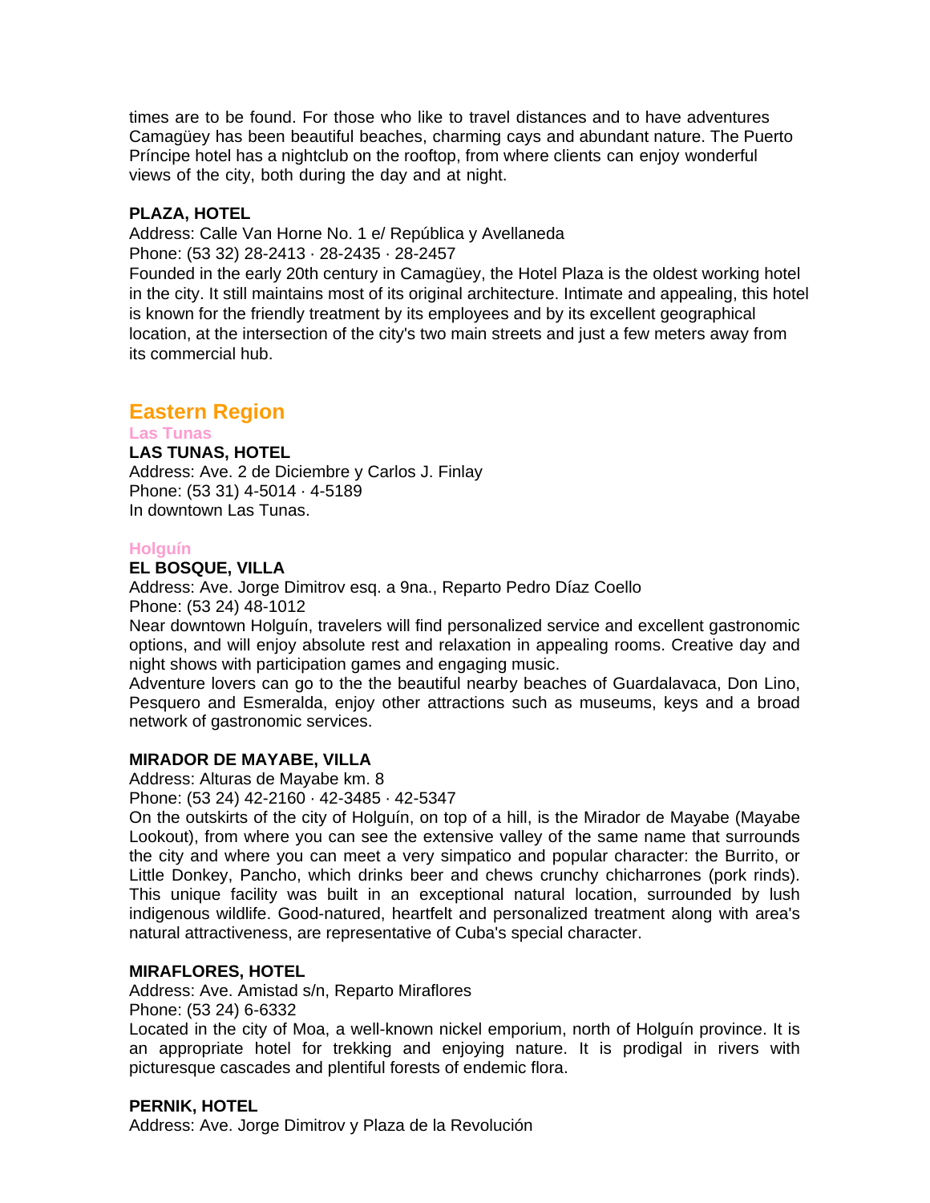times are to be found. For those who like to travel distances and to have adventures Camagüey has been beautiful beaches, charming cays and abundant nature. The Puerto Príncipe hotel has a nightclub on the rooftop, from where clients can enjoy wonderful views of the city, both during the day and at night.

**PLAZA, HOTEL**
Address: Calle Van Horne No. 1 e/ República y Avellaneda
Phone: (53 32) 28-2413 · 28-2435 · 28-2457
Founded in the early 20th century in Camagüey, the Hotel Plaza is the oldest working hotel in the city. It still maintains most of its original architecture. Intimate and appealing, this hotel is known for the friendly treatment by its employees and by its excellent geographical location, at the intersection of the city's two main streets and just a few meters away from its commercial hub.

## Eastern Region

### Las Tunas

**LAS TUNAS, HOTEL**
Address: Ave. 2 de Diciembre y Carlos J. Finlay
Phone: (53 31) 4-5014 · 4-5189
In downtown Las Tunas.

### Holguín

**EL BOSQUE, VILLA**
Address: Ave. Jorge Dimitrov esq. a 9na., Reparto Pedro Díaz Coello
Phone: (53 24) 48-1012
Near downtown Holguín, travelers will find personalized service and excellent gastronomic options, and will enjoy absolute rest and relaxation in appealing rooms. Creative day and night shows with participation games and engaging music.
Adventure lovers can go to the the beautiful nearby beaches of Guardalavaca, Don Lino, Pesquero and Esmeralda, enjoy other attractions such as museums, keys and a broad network of gastronomic services.

**MIRADOR DE MAYABE, VILLA**
Address: Alturas de Mayabe km. 8
Phone: (53 24) 42-2160 · 42-3485 · 42-5347
On the outskirts of the city of Holguín, on top of a hill, is the Mirador de Mayabe (Mayabe Lookout), from where you can see the extensive valley of the same name that surrounds the city and where you can meet a very simpatico and popular character: the Burrito, or Little Donkey, Pancho, which drinks beer and chews crunchy chicharrones (pork rinds). This unique facility was built in an exceptional natural location, surrounded by lush indigenous wildlife. Good-natured, heartfelt and personalized treatment along with area's natural attractiveness, are representative of Cuba's special character.

**MIRAFLORES, HOTEL**
Address: Ave. Amistad s/n, Reparto Miraflores
Phone: (53 24) 6-6332
Located in the city of Moa, a well-known nickel emporium, north of Holguín province. It is an appropriate hotel for trekking and enjoying nature. It is prodigal in rivers with picturesque cascades and plentiful forests of endemic flora.

**PERNIK, HOTEL**
Address: Ave. Jorge Dimitrov y Plaza de la Revolución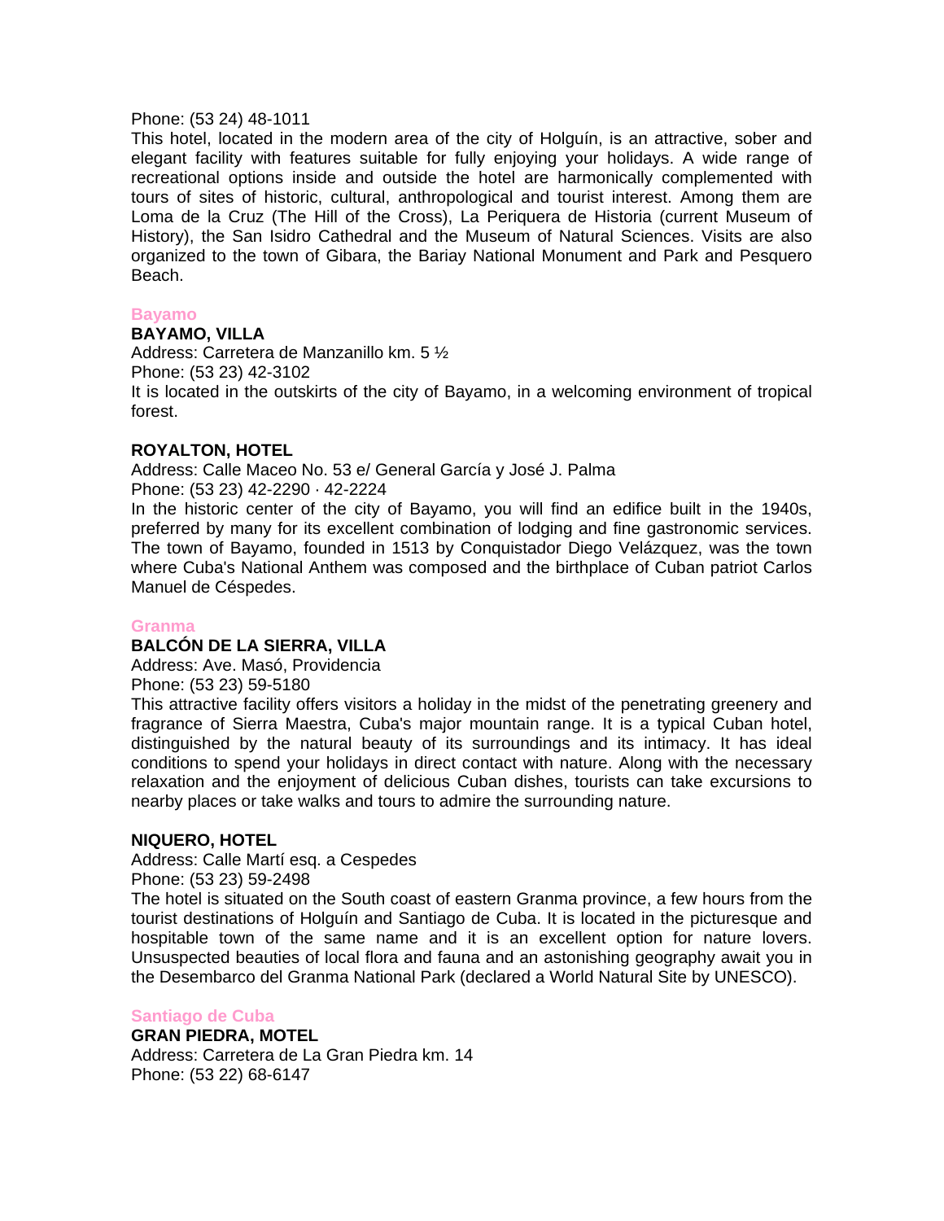Phone: (53 24) 48-1011

This hotel, located in the modern area of the city of Holguín, is an attractive, sober and elegant facility with features suitable for fully enjoying your holidays. A wide range of recreational options inside and outside the hotel are harmonically complemented with tours of sites of historic, cultural, anthropological and tourist interest. Among them are Loma de la Cruz (The Hill of the Cross), La Periquera de Historia (current Museum of History), the San Isidro Cathedral and the Museum of Natural Sciences. Visits are also organized to the town of Gibara, the Bariay National Monument and Park and Pesquero Beach.

## Bayamo

**BAYAMO, VILLA**

Address: Carretera de Manzanillo km. 5 ½

Phone: (53 23) 42-3102

It is located in the outskirts of the city of Bayamo, in a welcoming environment of tropical forest.

**ROYALTON, HOTEL**

Address: Calle Maceo No. 53 e/ General García y José J. Palma

Phone: (53 23) 42-2290 · 42-2224

In the historic center of the city of Bayamo, you will find an edifice built in the 1940s, preferred by many for its excellent combination of lodging and fine gastronomic services. The town of Bayamo, founded in 1513 by Conquistador Diego Velázquez, was the town where Cuba's National Anthem was composed and the birthplace of Cuban patriot Carlos Manuel de Céspedes.

## Granma

**BALCÓN DE LA SIERRA, VILLA**

Address: Ave. Masó, Providencia

Phone: (53 23) 59-5180

This attractive facility offers visitors a holiday in the midst of the penetrating greenery and fragrance of Sierra Maestra, Cuba's major mountain range. It is a typical Cuban hotel, distinguished by the natural beauty of its surroundings and its intimacy. It has ideal conditions to spend your holidays in direct contact with nature. Along with the necessary relaxation and the enjoyment of delicious Cuban dishes, tourists can take excursions to nearby places or take walks and tours to admire the surrounding nature.

**NIQUERO, HOTEL**

Address: Calle Martí esq. a Cespedes

Phone: (53 23) 59-2498

The hotel is situated on the South coast of eastern Granma province, a few hours from the tourist destinations of Holguín and Santiago de Cuba. It is located in the picturesque and hospitable town of the same name and it is an excellent option for nature lovers. Unsuspected beauties of local flora and fauna and an astonishing geography await you in the Desembarco del Granma National Park (declared a World Natural Site by UNESCO).

## Santiago de Cuba

**GRAN PIEDRA, MOTEL**

Address: Carretera de La Gran Piedra km. 14

Phone: (53 22) 68-6147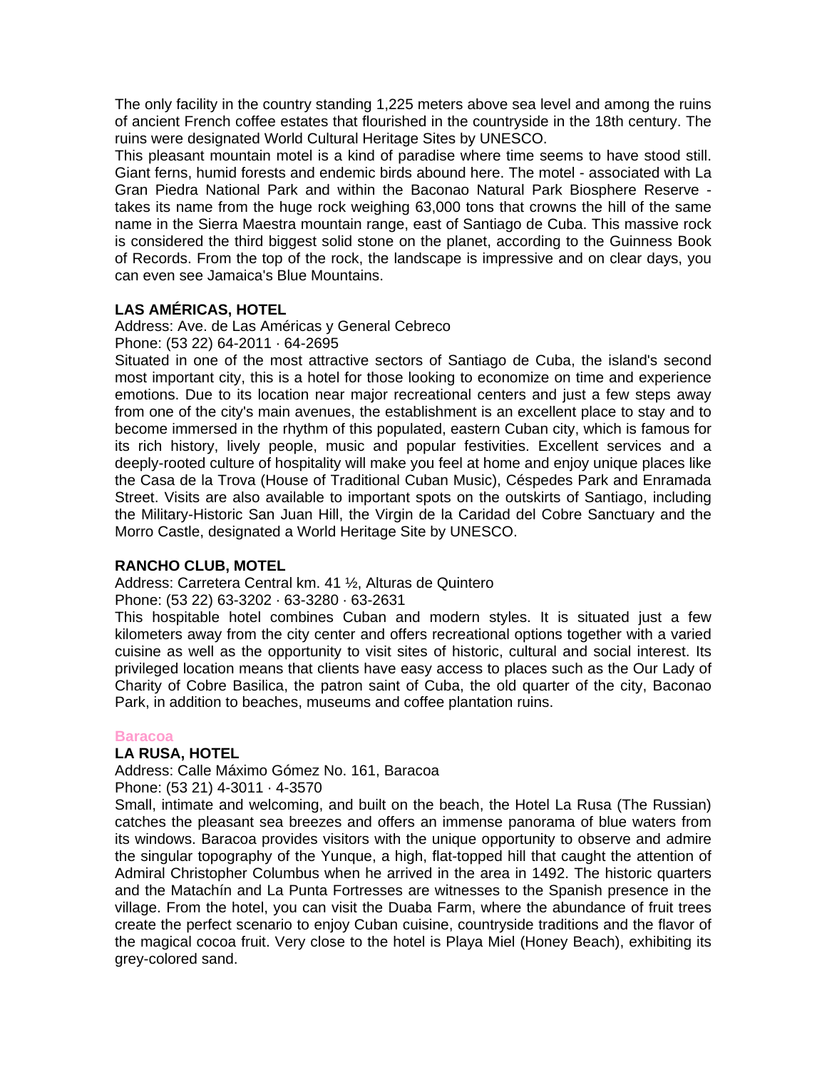The only facility in the country standing 1,225 meters above sea level and among the ruins of ancient French coffee estates that flourished in the countryside in the 18th century. The ruins were designated World Cultural Heritage Sites by UNESCO.
This pleasant mountain motel is a kind of paradise where time seems to have stood still. Giant ferns, humid forests and endemic birds abound here. The motel - associated with La Gran Piedra National Park and within the Baconao Natural Park Biosphere Reserve - takes its name from the huge rock weighing 63,000 tons that crowns the hill of the same name in the Sierra Maestra mountain range, east of Santiago de Cuba. This massive rock is considered the third biggest solid stone on the planet, according to the Guinness Book of Records. From the top of the rock, the landscape is impressive and on clear days, you can even see Jamaica's Blue Mountains.

**LAS AMÉRICAS, HOTEL**

Address: Ave. de Las Américas y General Cebreco
Phone: (53 22) 64-2011 · 64-2695
Situated in one of the most attractive sectors of Santiago de Cuba, the island's second most important city, this is a hotel for those looking to economize on time and experience emotions. Due to its location near major recreational centers and just a few steps away from one of the city's main avenues, the establishment is an excellent place to stay and to become immersed in the rhythm of this populated, eastern Cuban city, which is famous for its rich history, lively people, music and popular festivities. Excellent services and a deeply-rooted culture of hospitality will make you feel at home and enjoy unique places like the Casa de la Trova (House of Traditional Cuban Music), Céspedes Park and Enramada Street. Visits are also available to important spots on the outskirts of Santiago, including the Military-Historic San Juan Hill, the Virgin de la Caridad del Cobre Sanctuary and the Morro Castle, designated a World Heritage Site by UNESCO.

**RANCHO CLUB, MOTEL**

Address: Carretera Central km. 41 ½, Alturas de Quintero
Phone: (53 22) 63-3202 · 63-3280 · 63-2631
This hospitable hotel combines Cuban and modern styles. It is situated just a few kilometers away from the city center and offers recreational options together with a varied cuisine as well as the opportunity to visit sites of historic, cultural and social interest. Its privileged location means that clients have easy access to places such as the Our Lady of Charity of Cobre Basilica, the patron saint of Cuba, the old quarter of the city, Baconao Park, in addition to beaches, museums and coffee plantation ruins.

## Baracoa

**LA RUSA, HOTEL**

Address: Calle Máximo Gómez No. 161, Baracoa
Phone: (53 21) 4-3011 · 4-3570
Small, intimate and welcoming, and built on the beach, the Hotel La Rusa (The Russian) catches the pleasant sea breezes and offers an immense panorama of blue waters from its windows. Baracoa provides visitors with the unique opportunity to observe and admire the singular topography of the Yunque, a high, flat-topped hill that caught the attention of Admiral Christopher Columbus when he arrived in the area in 1492. The historic quarters and the Matachín and La Punta Fortresses are witnesses to the Spanish presence in the village. From the hotel, you can visit the Duaba Farm, where the abundance of fruit trees create the perfect scenario to enjoy Cuban cuisine, countryside traditions and the flavor of the magical cocoa fruit. Very close to the hotel is Playa Miel (Honey Beach), exhibiting its grey-colored sand.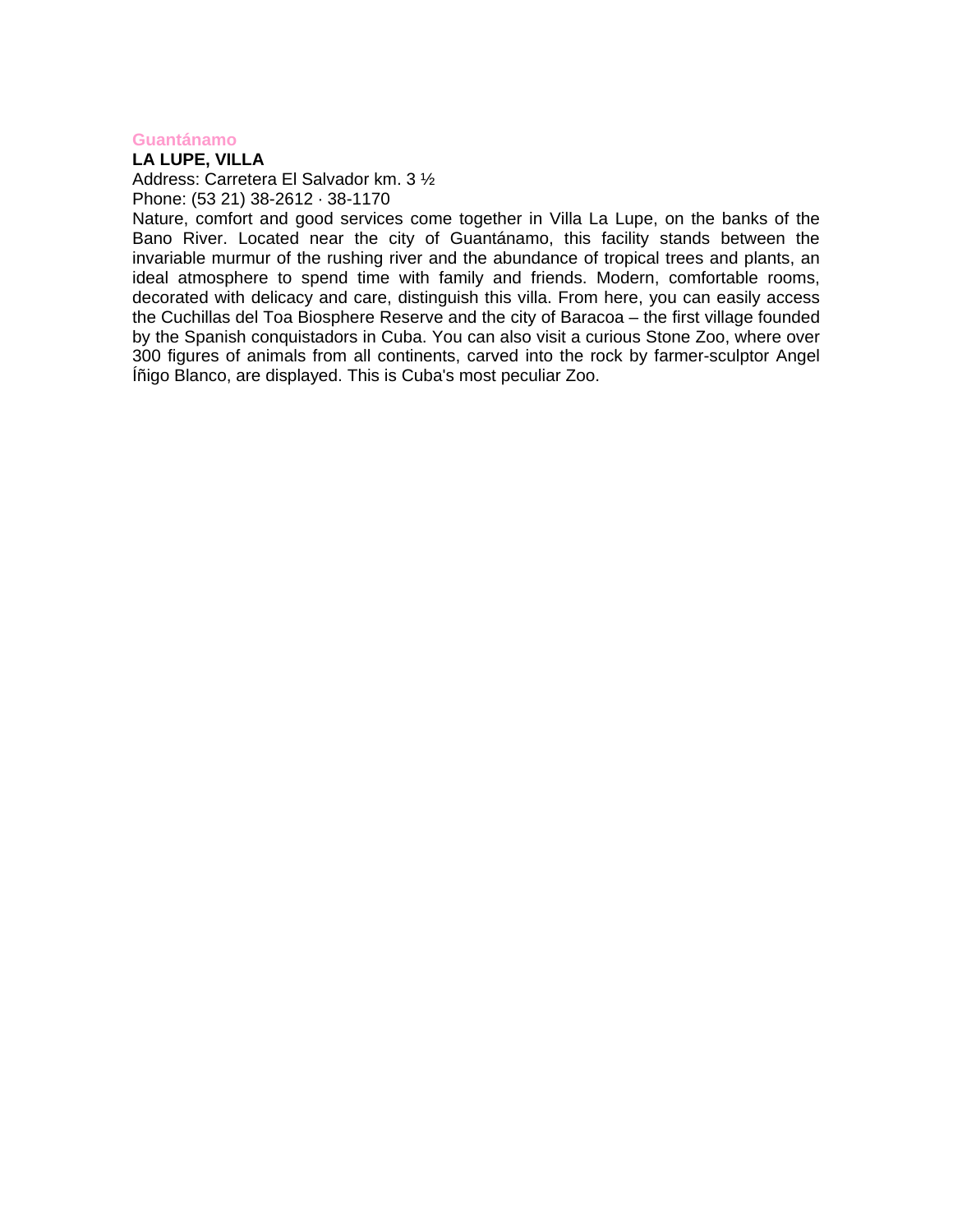## Guantánamo

**LA LUPE, VILLA**

Address: Carretera El Salvador km. 3 ½

Phone: (53 21) 38-2612 · 38-1170

Nature, comfort and good services come together in Villa La Lupe, on the banks of the Bano River. Located near the city of Guantánamo, this facility stands between the invariable murmur of the rushing river and the abundance of tropical trees and plants, an ideal atmosphere to spend time with family and friends. Modern, comfortable rooms, decorated with delicacy and care, distinguish this villa. From here, you can easily access the Cuchillas del Toa Biosphere Reserve and the city of Baracoa – the first village founded by the Spanish conquistadors in Cuba. You can also visit a curious Stone Zoo, where over 300 figures of animals from all continents, carved into the rock by farmer-sculptor Angel Íñigo Blanco, are displayed. This is Cuba's most peculiar Zoo.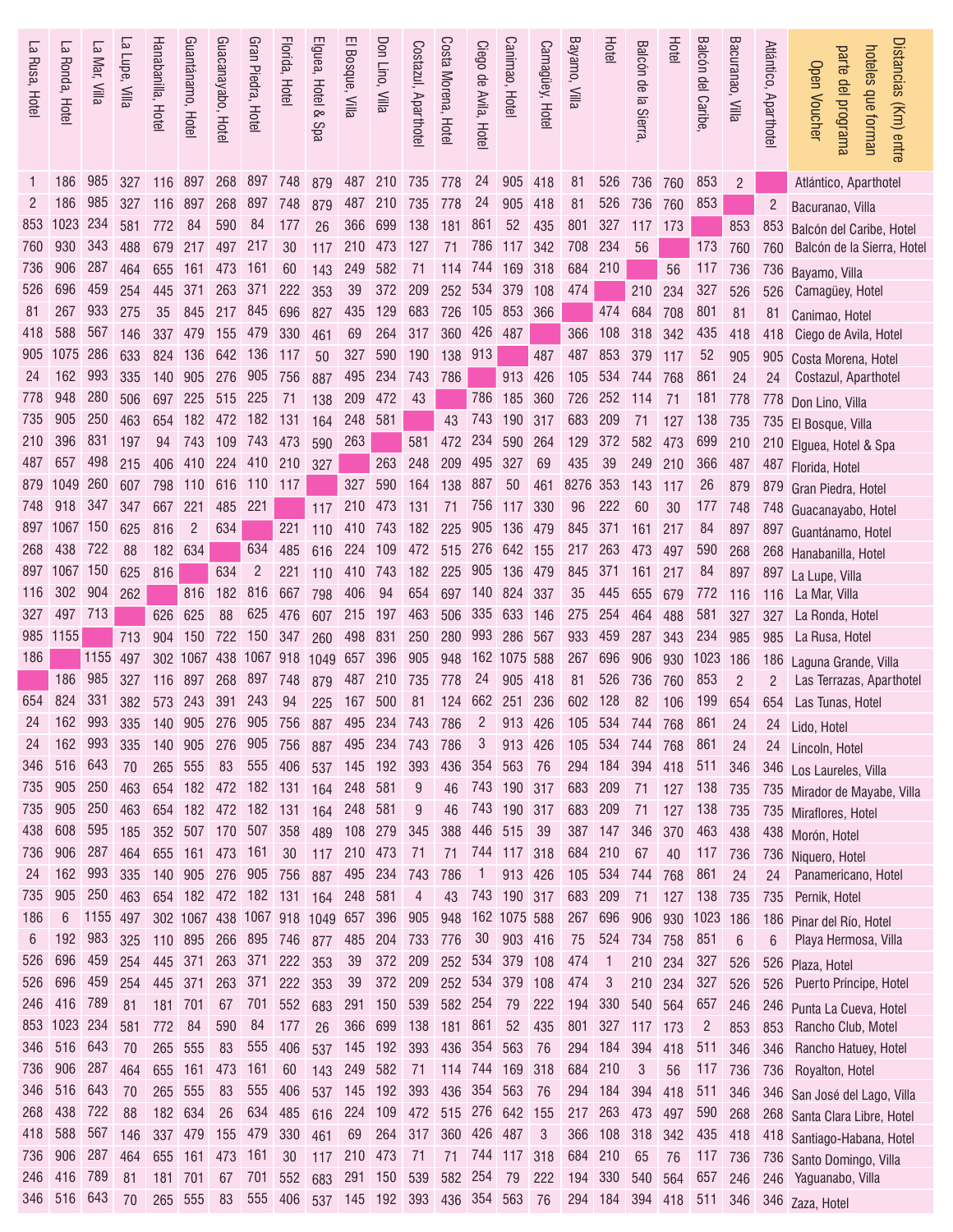| La Rusa, Hotel | La Ronda, Hotel | La Mar, Villa | La Lupe, Villa | Hanabanilla, Hotel | Guantánamo, Hotel | Guacanayabo, Hotel | Gran Piedra, Hotel | Florida, Hotel | Elguea, Hotel & Spa | El Bosque, Villa | Don Lino, Villa | Costazul, Aparthotel | Costa Morena, Hotel | Ciego de Avila, Hotel | Canimao, Hotel | Camagüey, Hotel | Bayamo, Villa | Hotel | Balcón de la Sierra, | Hotel | Balcón del Caribe, | Bacuranao, Villa | Atlántico, Aparthotel | Distancias (Km) entre hoteles que forman parte del programa Open Voucher |
|---|---|---|---|---|---|---|---|---|---|---|---|---|---|---|---|---|---|---|---|---|---|---|---|---|
| 1 | 186 | 985 | 327 | 116 | 897 | 268 | 897 | 748 | 879 | 487 | 210 | 735 | 778 | 24 | 905 | 418 | 81 | 526 | 736 | 760 | 853 | 2 | | Atlántico, Aparthotel |
| 2 | 186 | 985 | 327 | 116 | 897 | 268 | 897 | 748 | 879 | 487 | 210 | 735 | 778 | 24 | 905 | 418 | 81 | 526 | 736 | 760 | 853 | | 2 | Bacuranao, Villa |
| 853 | 1023 | 234 | 581 | 772 | 84 | 590 | 84 | 177 | 26 | 366 | 699 | 138 | 181 | 861 | 52 | 435 | 801 | 327 | 117 | 173 | | 853 | 853 | Balcón del Caribe, Hotel |
| 760 | 930 | 343 | 488 | 679 | 217 | 497 | 217 | 30 | 117 | 210 | 473 | 127 | 71 | 786 | 117 | 342 | 708 | 234 | 56 | | 173 | 760 | 760 | Balcón de la Sierra, Hotel |
| 736 | 906 | 287 | 464 | 655 | 161 | 473 | 161 | 60 | 143 | 249 | 582 | 71 | 114 | 744 | 169 | 318 | 684 | 210 | | 56 | 117 | 736 | 736 | Bayamo, Villa |
| 526 | 696 | 459 | 254 | 445 | 371 | 263 | 371 | 222 | 353 | 39 | 372 | 209 | 252 | 534 | 379 | 108 | 474 | | 210 | 234 | 327 | 526 | 526 | Camagüey, Hotel |
| 81 | 267 | 933 | 275 | 35 | 845 | 217 | 845 | 696 | 827 | 435 | 129 | 683 | 726 | 105 | 853 | 366 | | 474 | 684 | 708 | 801 | 81 | 81 | Canimao, Hotel |
| 418 | 588 | 567 | 146 | 337 | 479 | 155 | 479 | 330 | 461 | 69 | 264 | 317 | 360 | 426 | 487 | | 366 | 108 | 318 | 342 | 435 | 418 | 418 | Ciego de Avila, Hotel |
| 905 | 1075 | 286 | 633 | 824 | 136 | 642 | 136 | 117 | 50 | 327 | 590 | 190 | 138 | 913 | | 487 | 487 | 853 | 379 | 117 | 52 | 905 | 905 | Costa Morena, Hotel |
| 24 | 162 | 993 | 335 | 140 | 905 | 276 | 905 | 756 | 887 | 495 | 234 | 743 | 786 | | 913 | 426 | 105 | 534 | 744 | 768 | 861 | 24 | 24 | Costazul, Aparthotel |
| 778 | 948 | 280 | 506 | 697 | 225 | 515 | 225 | 71 | 138 | 209 | 472 | 43 | | 786 | 185 | 360 | 726 | 252 | 114 | 71 | 181 | 778 | 778 | Don Lino, Villa |
| 735 | 905 | 250 | 463 | 654 | 182 | 472 | 182 | 131 | 164 | 248 | 581 | | 43 | 743 | 190 | 317 | 683 | 209 | 71 | 127 | 138 | 735 | 735 | El Bosque, Villa |
| 210 | 396 | 831 | 197 | 94 | 743 | 109 | 743 | 473 | 590 | 263 | | 581 | 472 | 234 | 590 | 264 | 129 | 372 | 582 | 473 | 699 | 210 | 210 | Elguea, Hotel & Spa |
| 487 | 657 | 498 | 215 | 406 | 410 | 224 | 410 | 210 | 327 | | 263 | 248 | 209 | 495 | 327 | 69 | 435 | 39 | 249 | 210 | 366 | 487 | 487 | Florida, Hotel |
| 879 | 1049 | 260 | 607 | 798 | 110 | 616 | 110 | 117 | | 327 | 590 | 164 | 138 | 887 | 50 | 461 | 8276 | 353 | 143 | 117 | 26 | 879 | 879 | Gran Piedra, Hotel |
| 748 | 918 | 347 | 347 | 667 | 221 | 485 | 221 | | 117 | 210 | 473 | 131 | 71 | 756 | 117 | 330 | 96 | 222 | 60 | 30 | 177 | 748 | 748 | Guacanayabo, Hotel |
| 897 | 1067 | 150 | 625 | 816 | 2 | 634 | | 221 | 110 | 410 | 743 | 182 | 225 | 905 | 136 | 479 | 845 | 371 | 161 | 217 | 84 | 897 | 897 | Guantánamo, Hotel |
| 268 | 438 | 722 | 88 | 182 | 634 | | 634 | 485 | 616 | 224 | 109 | 472 | 515 | 276 | 642 | 155 | 217 | 263 | 473 | 497 | 590 | 268 | 268 | Hanabanilla, Hotel |
| 897 | 1067 | 150 | 625 | 816 | | 634 | 2 | 221 | 110 | 410 | 743 | 182 | 225 | 905 | 136 | 479 | 845 | 371 | 161 | 217 | 84 | 897 | 897 | La Lupe, Villa |
| 116 | 302 | 904 | 262 | | 816 | 182 | 816 | 667 | 798 | 406 | 94 | 654 | 697 | 140 | 824 | 337 | 35 | 445 | 655 | 679 | 772 | 116 | 116 | La Mar, Villa |
| 327 | 497 | 713 | | 626 | 625 | 88 | 625 | 476 | 607 | 215 | 197 | 463 | 506 | 335 | 633 | 146 | 275 | 254 | 464 | 488 | 581 | 327 | 327 | La Ronda, Hotel |
| 985 | 1155 | | 713 | 904 | 150 | 722 | 150 | 347 | 260 | 498 | 831 | 250 | 280 | 993 | 286 | 567 | 933 | 459 | 287 | 343 | 234 | 985 | 985 | La Rusa, Hotel |
| 186 | | 1155 | 497 | 302 | 1067 | 438 | 1067 | 918 | 1049 | 657 | 396 | 905 | 948 | 162 | 1075 | 588 | 267 | 696 | 906 | 930 | 1023 | 186 | 186 | Laguna Grande, Villa |
| | 186 | 985 | 327 | 116 | 897 | 268 | 897 | 748 | 879 | 487 | 210 | 735 | 778 | 24 | 905 | 418 | 81 | 526 | 736 | 760 | 853 | 2 | 2 | Las Terrazas, Aparthotel |
| 654 | 824 | 331 | 382 | 573 | 243 | 391 | 243 | 94 | 225 | 167 | 500 | 81 | 124 | 662 | 251 | 236 | 602 | 128 | 82 | 106 | 199 | 654 | 654 | Las Tunas, Hotel |
| 24 | 162 | 993 | 335 | 140 | 905 | 276 | 905 | 756 | 887 | 495 | 234 | 743 | 786 | 2 | 913 | 426 | 105 | 534 | 744 | 768 | 861 | 24 | 24 | Lido, Hotel |
| 24 | 162 | 993 | 335 | 140 | 905 | 276 | 905 | 756 | 887 | 495 | 234 | 743 | 786 | 3 | 913 | 426 | 105 | 534 | 744 | 768 | 861 | 24 | 24 | Lincoln, Hotel |
| 346 | 516 | 643 | 70 | 265 | 555 | 83 | 555 | 406 | 537 | 145 | 192 | 393 | 436 | 354 | 563 | 76 | 294 | 184 | 394 | 418 | 511 | 346 | 346 | Los Laureles, Villa |
| 735 | 905 | 250 | 463 | 654 | 182 | 472 | 182 | 131 | 164 | 248 | 581 | 9 | 46 | 743 | 190 | 317 | 683 | 209 | 71 | 127 | 138 | 735 | 735 | Mirador de Mayabe, Villa |
| 735 | 905 | 250 | 463 | 654 | 182 | 472 | 182 | 131 | 164 | 248 | 581 | 9 | 46 | 743 | 190 | 317 | 683 | 209 | 71 | 127 | 138 | 735 | 735 | Miraflores, Hotel |
| 438 | 608 | 595 | 185 | 352 | 507 | 170 | 507 | 358 | 489 | 108 | 279 | 345 | 388 | 446 | 515 | 39 | 387 | 147 | 346 | 370 | 463 | 438 | 438 | Morón, Hotel |
| 736 | 906 | 287 | 464 | 655 | 161 | 473 | 161 | 30 | 117 | 210 | 473 | 71 | 71 | 744 | 117 | 318 | 684 | 210 | 67 | 40 | 117 | 736 | 736 | Niquero, Hotel |
| 24 | 162 | 993 | 335 | 140 | 905 | 276 | 905 | 756 | 887 | 495 | 234 | 743 | 786 | 1 | 913 | 426 | 105 | 534 | 744 | 768 | 861 | 24 | 24 | Panamericano, Hotel |
| 735 | 905 | 250 | 463 | 654 | 182 | 472 | 182 | 131 | 164 | 248 | 581 | 4 | 43 | 743 | 190 | 317 | 683 | 209 | 71 | 127 | 138 | 735 | 735 | Pernik, Hotel |
| 186 | 6 | 1155 | 497 | 302 | 1067 | 438 | 1067 | 918 | 1049 | 657 | 396 | 905 | 948 | 162 | 1075 | 588 | 267 | 696 | 906 | 930 | 1023 | 186 | 186 | Pinar del Río, Hotel |
| 6 | 192 | 983 | 325 | 110 | 895 | 266 | 895 | 746 | 877 | 485 | 204 | 733 | 776 | 30 | 903 | 416 | 75 | 524 | 734 | 758 | 851 | 6 | 6 | Playa Hermosa, Villa |
| 526 | 696 | 459 | 254 | 445 | 371 | 263 | 371 | 222 | 353 | 39 | 372 | 209 | 252 | 534 | 379 | 108 | 474 | 1 | 210 | 234 | 327 | 526 | 526 | Plaza, Hotel |
| 526 | 696 | 459 | 254 | 445 | 371 | 263 | 371 | 222 | 353 | 39 | 372 | 209 | 252 | 534 | 379 | 108 | 474 | 3 | 210 | 234 | 327 | 526 | 526 | Puerto Príncipe, Hotel |
| 246 | 416 | 789 | 81 | 181 | 701 | 67 | 701 | 552 | 683 | 291 | 150 | 539 | 582 | 254 | 79 | 222 | 194 | 330 | 540 | 564 | 657 | 246 | 246 | Punta La Cueva, Hotel |
| 853 | 1023 | 234 | 581 | 772 | 84 | 590 | 84 | 177 | 26 | 366 | 699 | 138 | 181 | 861 | 52 | 435 | 801 | 327 | 117 | 173 | 2 | 853 | 853 | Rancho Club, Motel |
| 346 | 516 | 643 | 70 | 265 | 555 | 83 | 555 | 406 | 537 | 145 | 192 | 393 | 436 | 354 | 563 | 76 | 294 | 184 | 394 | 418 | 511 | 346 | 346 | Rancho Hatuey, Hotel |
| 736 | 906 | 287 | 464 | 655 | 161 | 473 | 161 | 60 | 143 | 249 | 582 | 71 | 114 | 744 | 169 | 318 | 684 | 210 | 3 | 56 | 117 | 736 | 736 | Royalton, Hotel |
| 346 | 516 | 643 | 70 | 265 | 555 | 83 | 555 | 406 | 537 | 145 | 192 | 393 | 436 | 354 | 563 | 76 | 294 | 184 | 394 | 418 | 511 | 346 | 346 | San José del Lago, Villa |
| 268 | 438 | 722 | 88 | 182 | 634 | 26 | 634 | 485 | 616 | 224 | 109 | 472 | 515 | 276 | 642 | 155 | 217 | 263 | 473 | 497 | 590 | 268 | 268 | Santa Clara Libre, Hotel |
| 418 | 588 | 567 | 146 | 337 | 479 | 155 | 479 | 330 | 461 | 69 | 264 | 317 | 360 | 426 | 487 | 3 | 366 | 108 | 318 | 342 | 435 | 418 | 418 | Santiago-Habana, Hotel |
| 736 | 906 | 287 | 464 | 655 | 161 | 473 | 161 | 30 | 117 | 210 | 473 | 71 | 71 | 744 | 117 | 318 | 684 | 210 | 65 | 76 | 117 | 736 | 736 | Santo Domingo, Villa |
| 246 | 416 | 789 | 81 | 181 | 701 | 67 | 701 | 552 | 683 | 291 | 150 | 539 | 582 | 254 | 79 | 222 | 194 | 330 | 540 | 564 | 657 | 246 | 246 | Yaguanabo, Villa |
| 346 | 516 | 643 | 70 | 265 | 555 | 83 | 555 | 406 | 537 | 145 | 192 | 393 | 436 | 354 | 563 | 76 | 294 | 184 | 394 | 418 | 511 | 346 | 346 | Zaza, Hotel |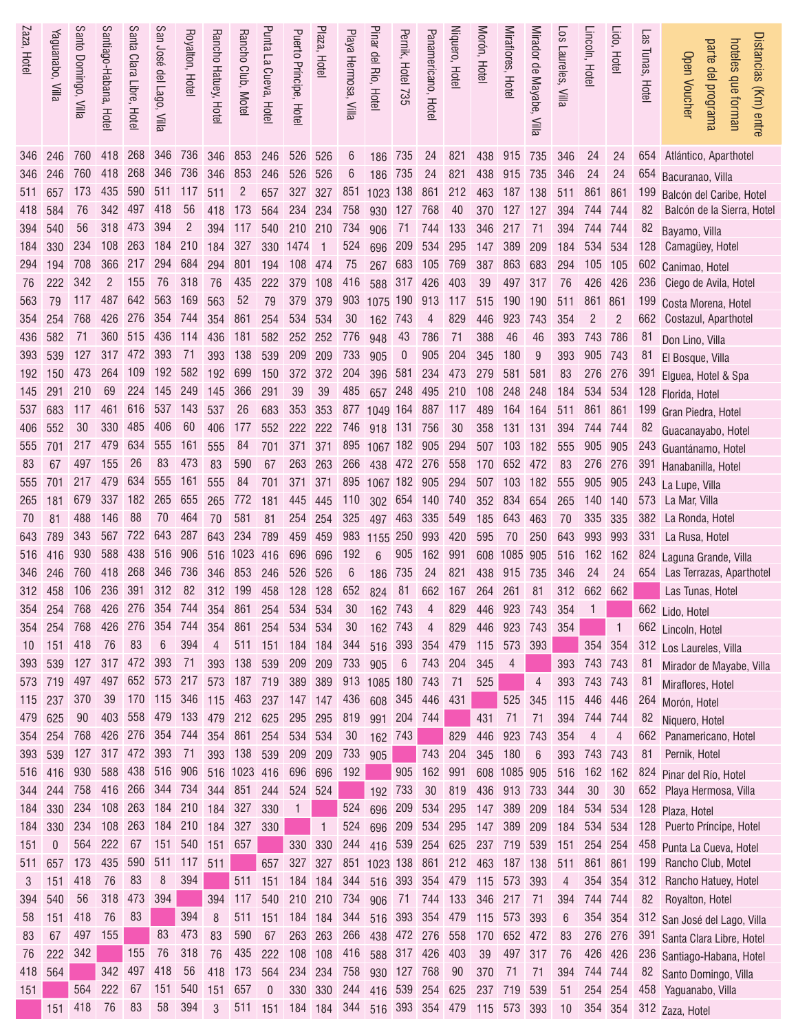| Zaza, Hotel | Yaguanabo, Villa | Santo Domingo, Villa | Santiago-Habana, Hotel | Santa Clara Libre, Hotel | San José del Lago, Villa | Royalton, Hotel | Rancho Hatuey, Hotel | Rancho Club, Motel | Punta La Cueva, Hotel | Puerto Príncipe, Hotel | Plaza, Hotel | Playa Hermosa, Villa | Pinar del Río, Hotel | Pernik, Hotel 735 | Panamericano, Hotel | Niquero, Hotel | Morón, Hotel | Miraflores, Hotel | Mirador de Mayabe, Villa | Los Laureles, Villa | Lincoln, Hotel | Lido, Hotel | Las Tunas, Hotel | Distancias (Km) entre hoteles que forman parte del programa Open Voucher |
|---|---|---|---|---|---|---|---|---|---|---|---|---|---|---|---|---|---|---|---|---|---|---|---|---|
| 346 | 246 | 760 | 418 | 268 | 346 | 736 | 346 | 853 | 246 | 526 | 526 | 6 | 186 | 735 | 24 | 821 | 438 | 915 | 735 | 346 | 24 | 24 | 654 | Atlántico, Aparthotel |
| 346 | 246 | 760 | 418 | 268 | 346 | 736 | 346 | 853 | 246 | 526 | 526 | 6 | 186 | 735 | 24 | 821 | 438 | 915 | 735 | 346 | 24 | 24 | 654 | Bacuranao, Villa |
| 511 | 657 | 173 | 435 | 590 | 511 | 117 | 511 | 2 | 657 | 327 | 327 | 851 | 1023 | 138 | 861 | 212 | 463 | 187 | 138 | 511 | 861 | 861 | 199 | Balcón del Caribe, Hotel |
| 418 | 584 | 76 | 342 | 497 | 418 | 56 | 418 | 173 | 564 | 234 | 234 | 758 | 930 | 127 | 768 | 40 | 370 | 127 | 127 | 394 | 744 | 744 | 82 | Balcón de la Sierra, Hotel |
| 394 | 540 | 56 | 318 | 473 | 394 | 2 | 394 | 117 | 540 | 210 | 210 | 734 | 906 | 71 | 744 | 133 | 346 | 217 | 71 | 394 | 744 | 744 | 82 | Bayamo, Villa |
| 184 | 330 | 234 | 108 | 263 | 184 | 210 | 184 | 327 | 330 | 1474 | 1 | 524 | 696 | 209 | 534 | 295 | 147 | 389 | 209 | 184 | 534 | 534 | 128 | Camagüey, Hotel |
| 294 | 194 | 708 | 366 | 217 | 294 | 684 | 294 | 801 | 194 | 108 | 474 | 75 | 267 | 683 | 105 | 769 | 387 | 863 | 683 | 294 | 105 | 105 | 602 | Canimao, Hotel |
| 76 | 222 | 342 | 2 | 155 | 76 | 318 | 76 | 435 | 222 | 379 | 108 | 416 | 588 | 317 | 426 | 403 | 39 | 497 | 317 | 76 | 426 | 426 | 236 | Ciego de Avila, Hotel |
| 563 | 79 | 117 | 487 | 642 | 563 | 169 | 563 | 52 | 79 | 379 | 379 | 903 | 1075 | 190 | 913 | 117 | 515 | 190 | 190 | 511 | 861 | 861 | 199 | Costa Morena, Hotel |
| 354 | 254 | 768 | 426 | 276 | 354 | 744 | 354 | 861 | 254 | 534 | 534 | 30 | 162 | 743 | 4 | 829 | 446 | 923 | 743 | 354 | 2 | 2 | 662 | Costazul, Aparthotel |
| 436 | 582 | 71 | 360 | 515 | 436 | 114 | 436 | 181 | 582 | 252 | 252 | 776 | 948 | 43 | 786 | 71 | 388 | 46 | 46 | 393 | 743 | 786 | 81 | Don Lino, Villa |
| 393 | 539 | 127 | 317 | 472 | 393 | 71 | 393 | 138 | 539 | 209 | 209 | 733 | 905 | 0 | 905 | 204 | 345 | 180 | 9 | 393 | 905 | 743 | 81 | El Bosque, Villa |
| 192 | 150 | 473 | 264 | 109 | 192 | 582 | 192 | 699 | 150 | 372 | 372 | 204 | 396 | 581 | 234 | 473 | 279 | 581 | 581 | 83 | 276 | 276 | 391 | Elguea, Hotel & Spa |
| 145 | 291 | 210 | 69 | 224 | 145 | 249 | 145 | 366 | 291 | 39 | 39 | 485 | 657 | 248 | 495 | 210 | 108 | 248 | 248 | 184 | 534 | 534 | 128 | Florida, Hotel |
| 537 | 683 | 117 | 461 | 616 | 537 | 143 | 537 | 26 | 683 | 353 | 353 | 877 | 1049 | 164 | 887 | 117 | 489 | 164 | 164 | 511 | 861 | 861 | 199 | Gran Piedra, Hotel |
| 406 | 552 | 30 | 330 | 485 | 406 | 60 | 406 | 177 | 552 | 222 | 222 | 746 | 918 | 131 | 756 | 30 | 358 | 131 | 131 | 394 | 744 | 744 | 82 | Guacanayabo, Hotel |
| 555 | 701 | 217 | 479 | 634 | 555 | 161 | 555 | 84 | 701 | 371 | 371 | 895 | 1067 | 182 | 905 | 294 | 507 | 103 | 182 | 555 | 905 | 905 | 243 | Guantánamo, Hotel |
| 83 | 67 | 497 | 155 | 26 | 83 | 473 | 83 | 590 | 67 | 263 | 263 | 266 | 438 | 472 | 276 | 558 | 170 | 652 | 472 | 83 | 276 | 276 | 391 | Hanabanilla, Hotel |
| 555 | 701 | 217 | 479 | 634 | 555 | 161 | 555 | 84 | 701 | 371 | 371 | 895 | 1067 | 182 | 905 | 294 | 507 | 103 | 182 | 555 | 905 | 905 | 243 | La Lupe, Villa |
| 265 | 181 | 679 | 337 | 182 | 265 | 655 | 265 | 772 | 181 | 445 | 445 | 110 | 302 | 654 | 140 | 740 | 352 | 834 | 654 | 265 | 140 | 140 | 573 | La Mar, Villa |
| 70 | 81 | 488 | 146 | 88 | 70 | 464 | 70 | 581 | 81 | 254 | 254 | 325 | 497 | 463 | 335 | 549 | 185 | 643 | 463 | 70 | 335 | 335 | 382 | La Ronda, Hotel |
| 643 | 789 | 343 | 567 | 722 | 643 | 287 | 643 | 234 | 789 | 459 | 459 | 983 | 1155 | 250 | 993 | 420 | 595 | 70 | 250 | 643 | 993 | 993 | 331 | La Rusa, Hotel |
| 516 | 416 | 930 | 588 | 438 | 516 | 906 | 516 | 1023 | 416 | 696 | 696 | 192 | 6 | 905 | 162 | 991 | 608 | 1085 | 905 | 516 | 162 | 162 | 824 | Laguna Grande, Villa |
| 346 | 246 | 760 | 418 | 268 | 346 | 736 | 346 | 853 | 246 | 526 | 526 | 6 | 186 | 735 | 24 | 821 | 438 | 915 | 735 | 346 | 24 | 24 | 654 | Las Terrazas, Aparthotel |
| 312 | 458 | 106 | 236 | 391 | 312 | 82 | 312 | 199 | 458 | 128 | 128 | 652 | 824 | 81 | 662 | 167 | 264 | 261 | 81 | 312 | 662 | 662 | | Las Tunas, Hotel |
| 354 | 254 | 768 | 426 | 276 | 354 | 744 | 354 | 861 | 254 | 534 | 534 | 30 | 162 | 743 | 4 | 829 | 446 | 923 | 743 | 354 | 1 | | 662 | Lido, Hotel |
| 354 | 254 | 768 | 426 | 276 | 354 | 744 | 354 | 861 | 254 | 534 | 534 | 30 | 162 | 743 | 4 | 829 | 446 | 923 | 743 | 354 | | 1 | 662 | Lincoln, Hotel |
| 10 | 151 | 418 | 76 | 83 | 6 | 394 | 4 | 511 | 151 | 184 | 184 | 344 | 516 | 393 | 354 | 479 | 115 | 573 | 393 | | 354 | 354 | 312 | Los Laureles, Villa |
| 393 | 539 | 127 | 317 | 472 | 393 | 71 | 393 | 138 | 539 | 209 | 209 | 733 | 905 | 6 | 743 | 204 | 345 | 4 | | 393 | 743 | 743 | 81 | Mirador de Mayabe, Villa |
| 573 | 719 | 497 | 497 | 652 | 573 | 217 | 573 | 187 | 719 | 389 | 389 | 913 | 1085 | 180 | 743 | 71 | 525 | | 4 | 393 | 743 | 743 | 81 | Miraflores, Hotel |
| 115 | 237 | 370 | 39 | 170 | 115 | 346 | 115 | 463 | 237 | 147 | 147 | 436 | 608 | 345 | 446 | 431 | | 525 | 345 | 115 | 446 | 446 | 264 | Morón, Hotel |
| 479 | 625 | 90 | 403 | 558 | 479 | 133 | 479 | 212 | 625 | 295 | 295 | 819 | 991 | 204 | 744 | | 431 | 71 | 71 | 394 | 744 | 744 | 82 | Niquero, Hotel |
| 354 | 254 | 768 | 426 | 276 | 354 | 744 | 354 | 861 | 254 | 534 | 534 | 30 | 162 | 743 | | 829 | 446 | 923 | 743 | 354 | 4 | 4 | 662 | Panamericano, Hotel |
| 393 | 539 | 127 | 317 | 472 | 393 | 71 | 393 | 138 | 539 | 209 | 209 | 733 | 905 | | 743 | 204 | 345 | 180 | 6 | 393 | 743 | 743 | 81 | Pernik, Hotel |
| 516 | 416 | 930 | 588 | 438 | 516 | 906 | 516 | 1023 | 416 | 696 | 696 | 192 | | 905 | 162 | 991 | 608 | 1085 | 905 | 516 | 162 | 162 | 824 | Pinar del Río, Hotel |
| 344 | 244 | 758 | 416 | 266 | 344 | 734 | 344 | 851 | 244 | 524 | 524 | | 192 | 733 | 30 | 819 | 436 | 913 | 733 | 344 | 30 | 30 | 652 | Playa Hermosa, Villa |
| 184 | 330 | 234 | 108 | 263 | 184 | 210 | 184 | 327 | 330 | 1 | | 524 | 696 | 209 | 534 | 295 | 147 | 389 | 209 | 184 | 534 | 534 | 128 | Plaza, Hotel |
| 184 | 330 | 234 | 108 | 263 | 184 | 210 | 184 | 327 | 330 | | 1 | 524 | 696 | 209 | 534 | 295 | 147 | 389 | 209 | 184 | 534 | 534 | 128 | Puerto Príncipe, Hotel |
| 151 | 0 | 564 | 222 | 67 | 151 | 540 | 151 | 657 | | 330 | 330 | 244 | 416 | 539 | 254 | 625 | 237 | 719 | 539 | 151 | 254 | 254 | 458 | Punta La Cueva, Hotel |
| 511 | 657 | 173 | 435 | 590 | 511 | 117 | 511 | | 657 | 327 | 327 | 851 | 1023 | 138 | 861 | 212 | 463 | 187 | 138 | 511 | 861 | 861 | 199 | Rancho Club, Motel |
| 3 | 151 | 418 | 76 | 83 | 8 | 394 | | 511 | 151 | 184 | 184 | 344 | 516 | 393 | 354 | 479 | 115 | 573 | 393 | 4 | 354 | 354 | 312 | Rancho Hatuey, Hotel |
| 394 | 540 | 56 | 318 | 473 | 394 | | 394 | 117 | 540 | 210 | 210 | 734 | 906 | 71 | 744 | 133 | 346 | 217 | 71 | 394 | 744 | 744 | 82 | Royalton, Hotel |
| 58 | 151 | 418 | 76 | 83 | | 394 | 8 | 511 | 151 | 184 | 184 | 344 | 516 | 393 | 354 | 479 | 115 | 573 | 393 | 6 | 354 | 354 | 312 | San José del Lago, Villa |
| 83 | 67 | 497 | 155 | | 83 | 473 | 83 | 590 | 67 | 263 | 263 | 266 | 438 | 472 | 276 | 558 | 170 | 652 | 472 | 83 | 276 | 276 | 391 | Santa Clara Libre, Hotel |
| 76 | 222 | 342 | | 155 | 76 | 318 | 76 | 435 | 222 | 108 | 108 | 416 | 588 | 317 | 426 | 403 | 39 | 497 | 317 | 76 | 426 | 426 | 236 | Santiago-Habana, Hotel |
| 418 | 564 | | 342 | 497 | 418 | 56 | 418 | 173 | 564 | 234 | 234 | 758 | 930 | 127 | 768 | 90 | 370 | 71 | 71 | 394 | 744 | 744 | 82 | Santo Domingo, Villa |
| 151 | | 564 | 222 | 67 | 151 | 540 | 151 | 657 | 0 | 330 | 330 | 244 | 416 | 539 | 254 | 625 | 237 | 719 | 539 | 51 | 254 | 254 | 458 | Yaguanabo, Villa |
| | 151 | 418 | 76 | 83 | 58 | 394 | 3 | 511 | 151 | 184 | 184 | 344 | 516 | 393 | 354 | 479 | 115 | 573 | 393 | 10 | 354 | 354 | 312 | Zaza, Hotel |